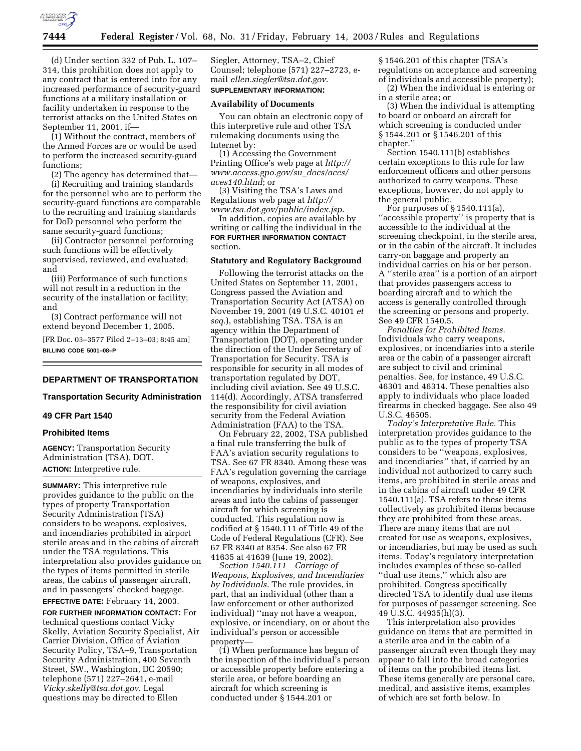(d) Under section 332 of Pub. L. 107–314, this prohibition does not apply to any contract that is entered into for any increased performance of security-guard functions at a military installation or facility undertaken in response to the terrorist attacks on the United States on September 11, 2001, if—

(1) Without the contract, members of the Armed Forces are or would be used to perform the increased security-guard functions;

(2) The agency has determined that—

(i) Recruiting and training standards for the personnel who are to perform the security-guard functions are comparable to the recruiting and training standards for DoD personnel who perform the same security-guard functions;

(ii) Contractor personnel performing such functions will be effectively supervised, reviewed, and evaluated; and

(iii) Performance of such functions will not result in a reduction in the security of the installation or facility; and

(3) Contract performance will not extend beyond December 1, 2005.

[FR Doc. 03–3577 Filed 2–13–03; 8:45 am]

**BILLING CODE 5001–08–P**

---

## DEPARTMENT OF TRANSPORTATION

### Transportation Security Administration

### 49 CFR Part 1540

### Prohibited Items

**AGENCY:** Transportation Security Administration (TSA), DOT.

**ACTION:** Interpretive rule.

**SUMMARY:** This interpretive rule provides guidance to the public on the types of property Transportation Security Administration (TSA) considers to be weapons, explosives, and incendiaries prohibited in airport sterile areas and in the cabins of aircraft under the TSA regulations. This interpretation also provides guidance on the types of items permitted in sterile areas, the cabins of passenger aircraft, and in passengers' checked baggage.

**EFFECTIVE DATE:** February 14, 2003.

**FOR FURTHER INFORMATION CONTACT:** For technical questions contact Vicky Skelly, Aviation Security Specialist, Air Carrier Division, Office of Aviation Security Policy, TSA–9, Transportation Security Administration, 400 Seventh Street, SW., Washington, DC 20590; telephone (571) 227–2641, e-mail *Vicky.skelly@tsa.dot.gov*. Legal questions may be directed to Ellen Siegler, Attorney, TSA–2, Chief Counsel; telephone (571) 227–2723, e-mail *ellen.siegler@tsa.dot.gov*.

**SUPPLEMENTARY INFORMATION:**

#### Availability of Documents

You can obtain an electronic copy of this interpretive rule and other TSA rulemaking documents using the Internet by:

(1) Accessing the Government Printing Office's web page at *http://www.access.gpo.gov/su_docs/aces/aces140.html*; or

(3) Visiting the TSA's Laws and Regulations web page at *http://www.tsa.dot.gov/public/index.jsp*.

In addition, copies are available by writing or calling the individual in the **FOR FURTHER INFORMATION CONTACT** section.

#### Statutory and Regulatory Background

Following the terrorist attacks on the United States on September 11, 2001, Congress passed the Aviation and Transportation Security Act (ATSA) on November 19, 2001 (49 U.S.C. 40101 *et seq.*), establishing TSA. TSA is an agency within the Department of Transportation (DOT), operating under the direction of the Under Secretary of Transportation for Security. TSA is responsible for security in all modes of transportation regulated by DOT, including civil aviation. See 49 U.S.C. 114(d). Accordingly, ATSA transferred the responsibility for civil aviation security from the Federal Aviation Administration (FAA) to the TSA.

On February 22, 2002, TSA published a final rule transferring the bulk of FAA's aviation security regulations to TSA. See 67 FR 8340. Among these was FAA's regulation governing the carriage of weapons, explosives, and incendiaries by individuals into sterile areas and into the cabins of passenger aircraft for which screening is conducted. This regulation now is codified at § 1540.111 of Title 49 of the Code of Federal Regulations (CFR). See 67 FR 8340 at 8354. See also 67 FR 41635 at 41639 (June 19, 2002).

*Section 1540.111 Carriage of Weapons, Explosives, and Incendiaries by Individuals.* The rule provides, in part, that an individual (other than a law enforcement or other authorized individual) "may not have a weapon, explosive, or incendiary, on or about the individual's person or accessible property—

(1) When performance has begun of the inspection of the individual's person or accessible property before entering a sterile area, or before boarding an aircraft for which screening is conducted under § 1544.201 or § 1546.201 of this chapter (TSA's regulations on acceptance and screening of individuals and accessible property);

(2) When the individual is entering or in a sterile area; or

(3) When the individual is attempting to board or onboard an aircraft for which screening is conducted under § 1544.201 or § 1546.201 of this chapter."

Section 1540.111(b) establishes certain exceptions to this rule for law enforcement officers and other persons authorized to carry weapons. These exceptions, however, do not apply to the general public.

For purposes of § 1540.111(a), "accessible property" is property that is accessible to the individual at the screening checkpoint, in the sterile area, or in the cabin of the aircraft. It includes carry-on baggage and property an individual carries on his or her person. A "sterile area" is a portion of an airport that provides passengers access to boarding aircraft and to which the access is generally controlled through the screening or persons and property. See 49 CFR 1540.5.

*Penalties for Prohibited Items.* Individuals who carry weapons, explosives, or incendiaries into a sterile area or the cabin of a passenger aircraft are subject to civil and criminal penalties. See, for instance, 49 U.S.C. 46301 and 46314. These penalties also apply to individuals who place loaded firearms in checked baggage. See also 49 U.S.C. 46505.

*Today's Interpretative Rule.* This interpretation provides guidance to the public as to the types of property TSA considers to be "weapons, explosives, and incendiaries" that, if carried by an individual not authorized to carry such items, are prohibited in sterile areas and in the cabins of aircraft under 49 CFR 1540.111(a). TSA refers to these items collectively as prohibited items because they are prohibited from these areas. There are many items that are not created for use as weapons, explosives, or incendiaries, but may be used as such items. Today's regulatory interpretation includes examples of these so-called "dual use items," which also are prohibited. Congress specifically directed TSA to identify dual use items for purposes of passenger screening. See 49 U.S.C. 44935(h)(3).

This interpretation also provides guidance on items that are permitted in a sterile area and in the cabin of a passenger aircraft even though they may appear to fall into the broad categories of items on the prohibited items list. These items generally are personal care, medical, and assistive items, examples of which are set forth below. In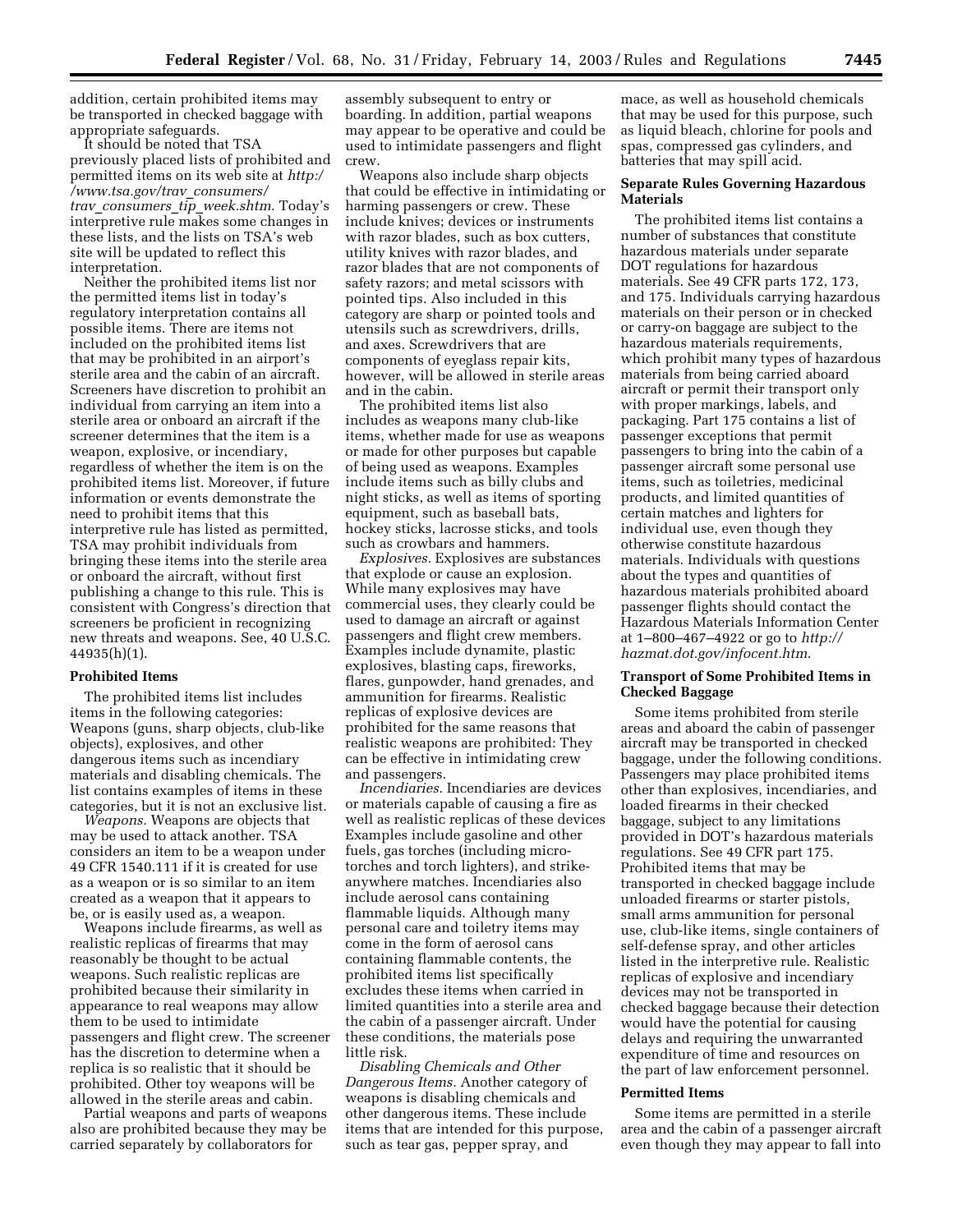addition, certain prohibited items may be transported in checked baggage with appropriate safeguards.

It should be noted that TSA previously placed lists of prohibited and permitted items on its web site at *http://www.tsa.gov/trav_consumers/trav_consumers_tip_week.shtm*. Today's interpretive rule makes some changes in these lists, and the lists on TSA's web site will be updated to reflect this interpretation.

Neither the prohibited items list nor the permitted items list in today's regulatory interpretation contains all possible items. There are items not included on the prohibited items list that may be prohibited in an airport's sterile area and the cabin of an aircraft. Screeners have discretion to prohibit an individual from carrying an item into a sterile area or onboard an aircraft if the screener determines that the item is a weapon, explosive, or incendiary, regardless of whether the item is on the prohibited items list. Moreover, if future information or events demonstrate the need to prohibit items that this interpretive rule has listed as permitted, TSA may prohibit individuals from bringing these items into the sterile area or onboard the aircraft, without first publishing a change to this rule. This is consistent with Congress's direction that screeners be proficient in recognizing new threats and weapons. See, 40 U.S.C. 44935(h)(1).

### Prohibited Items

The prohibited items list includes items in the following categories: Weapons (guns, sharp objects, club-like objects), explosives, and other dangerous items such as incendiary materials and disabling chemicals. The list contains examples of items in these categories, but it is not an exclusive list.

*Weapons.* Weapons are objects that may be used to attack another. TSA considers an item to be a weapon under 49 CFR 1540.111 if it is created for use as a weapon or is so similar to an item created as a weapon that it appears to be, or is easily used as, a weapon.

Weapons include firearms, as well as realistic replicas of firearms that may reasonably be thought to be actual weapons. Such realistic replicas are prohibited because their similarity in appearance to real weapons may allow them to be used to intimidate passengers and flight crew. The screener has the discretion to determine when a replica is so realistic that it should be prohibited. Other toy weapons will be allowed in the sterile areas and cabin.

Partial weapons and parts of weapons also are prohibited because they may be carried separately by collaborators for assembly subsequent to entry or boarding. In addition, partial weapons may appear to be operative and could be used to intimidate passengers and flight crew.

Weapons also include sharp objects that could be effective in intimidating or harming passengers or crew. These include knives; devices or instruments with razor blades, such as box cutters, utility knives with razor blades, and razor blades that are not components of safety razors; and metal scissors with pointed tips. Also included in this category are sharp or pointed tools and utensils such as screwdrivers, drills, and axes. Screwdrivers that are components of eyeglass repair kits, however, will be allowed in sterile areas and in the cabin.

The prohibited items list also includes as weapons many club-like items, whether made for use as weapons or made for other purposes but capable of being used as weapons. Examples include items such as billy clubs and night sticks, as well as items of sporting equipment, such as baseball bats, hockey sticks, lacrosse sticks, and tools such as crowbars and hammers.

*Explosives.* Explosives are substances that explode or cause an explosion. While many explosives may have commercial uses, they clearly could be used to damage an aircraft or against passengers and flight crew members. Examples include dynamite, plastic explosives, blasting caps, fireworks, flares, gunpowder, hand grenades, and ammunition for firearms. Realistic replicas of explosive devices are prohibited for the same reasons that realistic weapons are prohibited: They can be effective in intimidating crew and passengers.

*Incendiaries.* Incendiaries are devices or materials capable of causing a fire as well as realistic replicas of these devices Examples include gasoline and other fuels, gas torches (including micro-torches and torch lighters), and strike-anywhere matches. Incendiaries also include aerosol cans containing flammable liquids. Although many personal care and toiletry items may come in the form of aerosol cans containing flammable contents, the prohibited items list specifically excludes these items when carried in limited quantities into a sterile area and the cabin of a passenger aircraft. Under these conditions, the materials pose little risk.

*Disabling Chemicals and Other Dangerous Items.* Another category of weapons is disabling chemicals and other dangerous items. These include items that are intended for this purpose, such as tear gas, pepper spray, and mace, as well as household chemicals that may be used for this purpose, such as liquid bleach, chlorine for pools and spas, compressed gas cylinders, and batteries that may spill acid.

### Separate Rules Governing Hazardous Materials

The prohibited items list contains a number of substances that constitute hazardous materials under separate DOT regulations for hazardous materials. See 49 CFR parts 172, 173, and 175. Individuals carrying hazardous materials on their person or in checked or carry-on baggage are subject to the hazardous materials requirements, which prohibit many types of hazardous materials from being carried aboard aircraft or permit their transport only with proper markings, labels, and packaging. Part 175 contains a list of passenger exceptions that permit passengers to bring into the cabin of a passenger aircraft some personal use items, such as toiletries, medicinal products, and limited quantities of certain matches and lighters for individual use, even though they otherwise constitute hazardous materials. Individuals with questions about the types and quantities of hazardous materials prohibited aboard passenger flights should contact the Hazardous Materials Information Center at 1–800–467–4922 or go to *http://hazmat.dot.gov/infocent.htm*.

### Transport of Some Prohibited Items in Checked Baggage

Some items prohibited from sterile areas and aboard the cabin of passenger aircraft may be transported in checked baggage, under the following conditions. Passengers may place prohibited items other than explosives, incendiaries, and loaded firearms in their checked baggage, subject to any limitations provided in DOT's hazardous materials regulations. See 49 CFR part 175. Prohibited items that may be transported in checked baggage include unloaded firearms or starter pistols, small arms ammunition for personal use, club-like items, single containers of self-defense spray, and other articles listed in the interpretive rule. Realistic replicas of explosive and incendiary devices may not be transported in checked baggage because their detection would have the potential for causing delays and requiring the unwarranted expenditure of time and resources on the part of law enforcement personnel.

### Permitted Items

Some items are permitted in a sterile area and the cabin of a passenger aircraft even though they may appear to fall into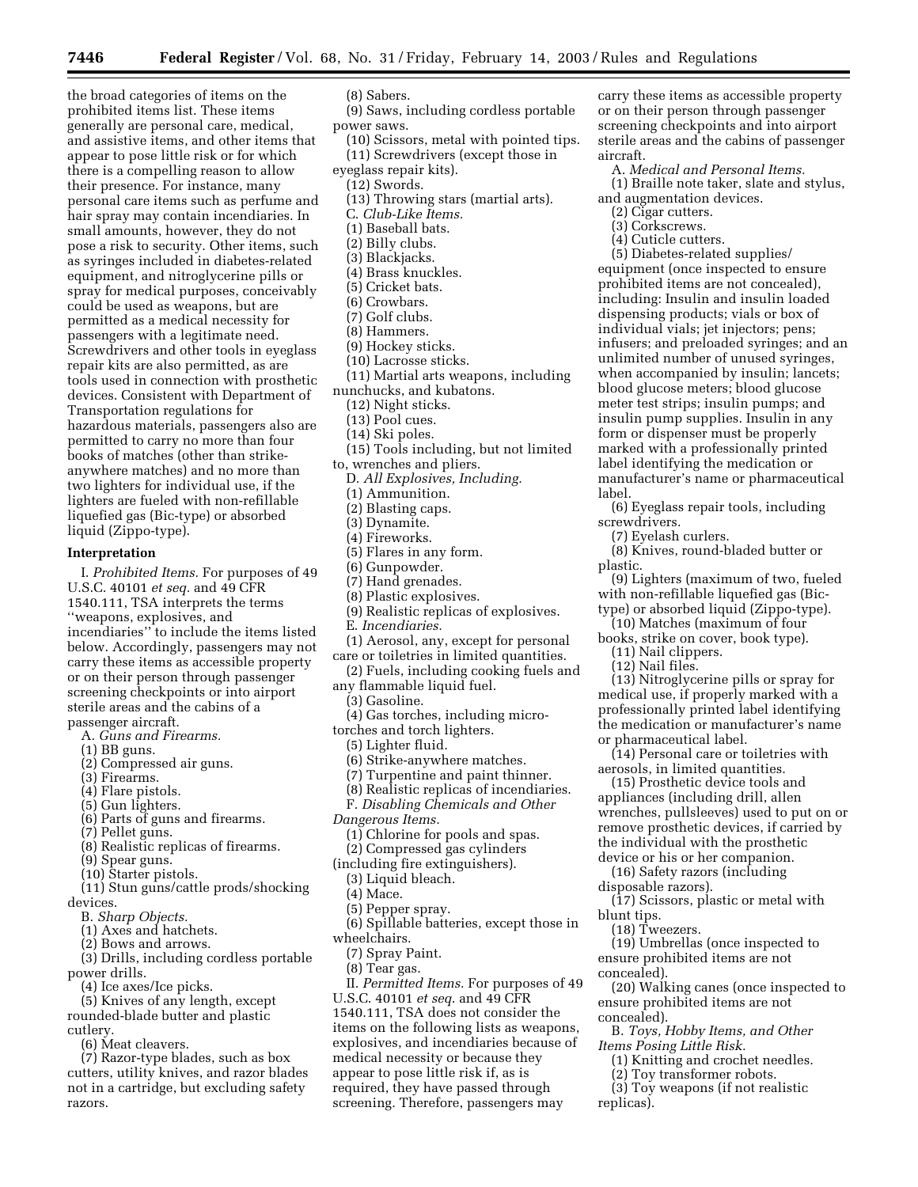the broad categories of items on the prohibited items list. These items generally are personal care, medical, and assistive items, and other items that appear to pose little risk or for which there is a compelling reason to allow their presence. For instance, many personal care items such as perfume and hair spray may contain incendiaries. In small amounts, however, they do not pose a risk to security. Other items, such as syringes included in diabetes-related equipment, and nitroglycerine pills or spray for medical purposes, conceivably could be used as weapons, but are permitted as a medical necessity for passengers with a legitimate need. Screwdrivers and other tools in eyeglass repair kits are also permitted, as are tools used in connection with prosthetic devices. Consistent with Department of Transportation regulations for hazardous materials, passengers also are permitted to carry no more than four books of matches (other than strike-anywhere matches) and no more than two lighters for individual use, if the lighters are fueled with non-refillable liquefied gas (Bic-type) or absorbed liquid (Zippo-type).

## Interpretation

I. *Prohibited Items.* For purposes of 49 U.S.C. 40101 *et seq.* and 49 CFR 1540.111, TSA interprets the terms ''weapons, explosives, and incendiaries'' to include the items listed below. Accordingly, passengers may not carry these items as accessible property or on their person through passenger screening checkpoints or into airport sterile areas and the cabins of a passenger aircraft.

A. *Guns and Firearms.*

(1) BB guns.
(2) Compressed air guns.
(3) Firearms.
(4) Flare pistols.
(5) Gun lighters.
(6) Parts of guns and firearms.
(7) Pellet guns.
(8) Realistic replicas of firearms.
(9) Spear guns.
(10) Starter pistols.
(11) Stun guns/cattle prods/shocking devices.

B. *Sharp Objects.*

(1) Axes and hatchets.
(2) Bows and arrows.
(3) Drills, including cordless portable power drills.
(4) Ice axes/Ice picks.
(5) Knives of any length, except rounded-blade butter and plastic cutlery.
(6) Meat cleavers.
(7) Razor-type blades, such as box cutters, utility knives, and razor blades not in a cartridge, but excluding safety razors.
(8) Sabers.
(9) Saws, including cordless portable power saws.
(10) Scissors, metal with pointed tips.
(11) Screwdrivers (except those in eyeglass repair kits).
(12) Swords.
(13) Throwing stars (martial arts).

C. *Club-Like Items.*

(1) Baseball bats.
(2) Billy clubs.
(3) Blackjacks.
(4) Brass knuckles.
(5) Cricket bats.
(6) Crowbars.
(7) Golf clubs.
(8) Hammers.
(9) Hockey sticks.
(10) Lacrosse sticks.
(11) Martial arts weapons, including nunchucks, and kubatons.
(12) Night sticks.
(13) Pool cues.
(14) Ski poles.
(15) Tools including, but not limited to, wrenches and pliers.

D. *All Explosives, Including.*

(1) Ammunition.
(2) Blasting caps.
(3) Dynamite.
(4) Fireworks.
(5) Flares in any form.
(6) Gunpowder.
(7) Hand grenades.
(8) Plastic explosives.
(9) Realistic replicas of explosives.

E. *Incendiaries.*

(1) Aerosol, any, except for personal care or toiletries in limited quantities.
(2) Fuels, including cooking fuels and any flammable liquid fuel.
(3) Gasoline.
(4) Gas torches, including micro-torches and torch lighters.
(5) Lighter fluid.
(6) Strike-anywhere matches.
(7) Turpentine and paint thinner.
(8) Realistic replicas of incendiaries.

F. *Disabling Chemicals and Other Dangerous Items.*

(1) Chlorine for pools and spas.
(2) Compressed gas cylinders (including fire extinguishers).
(3) Liquid bleach.
(4) Mace.
(5) Pepper spray.
(6) Spillable batteries, except those in wheelchairs.
(7) Spray Paint.
(8) Tear gas.

II. *Permitted Items.* For purposes of 49 U.S.C. 40101 *et seq.* and 49 CFR 1540.111, TSA does not consider the items on the following lists as weapons, explosives, and incendiaries because of medical necessity or because they appear to pose little risk if, as is required, they have passed through screening. Therefore, passengers may carry these items as accessible property or on their person through passenger screening checkpoints and into airport sterile areas and the cabins of passenger aircraft.

A. *Medical and Personal Items.*

(1) Braille note taker, slate and stylus, and augmentation devices.
(2) Cigar cutters.
(3) Corkscrews.
(4) Cuticle cutters.
(5) Diabetes-related supplies/equipment (once inspected to ensure prohibited items are not concealed), including: Insulin and insulin loaded dispensing products; vials or box of individual vials; jet injectors; pens; infusers; and preloaded syringes; and an unlimited number of unused syringes, when accompanied by insulin; lancets; blood glucose meters; blood glucose meter test strips; insulin pumps; and insulin pump supplies. Insulin in any form or dispenser must be properly marked with a professionally printed label identifying the medication or manufacturer's name or pharmaceutical label.
(6) Eyeglass repair tools, including screwdrivers.
(7) Eyelash curlers.
(8) Knives, round-bladed butter or plastic.
(9) Lighters (maximum of two, fueled with non-refillable liquefied gas (Bic-type) or absorbed liquid (Zippo-type).
(10) Matches (maximum of four books, strike on cover, book type).
(11) Nail clippers.
(12) Nail files.
(13) Nitroglycerine pills or spray for medical use, if properly marked with a professionally printed label identifying the medication or manufacturer's name or pharmaceutical label.
(14) Personal care or toiletries with aerosols, in limited quantities.
(15) Prosthetic device tools and appliances (including drill, allen wrenches, pullsleeves) used to put on or remove prosthetic devices, if carried by the individual with the prosthetic device or his or her companion.
(16) Safety razors (including disposable razors).
(17) Scissors, plastic or metal with blunt tips.
(18) Tweezers.
(19) Umbrellas (once inspected to ensure prohibited items are not concealed).
(20) Walking canes (once inspected to ensure prohibited items are not concealed).

B. *Toys, Hobby Items, and Other Items Posing Little Risk.*

(1) Knitting and crochet needles.
(2) Toy transformer robots.
(3) Toy weapons (if not realistic replicas).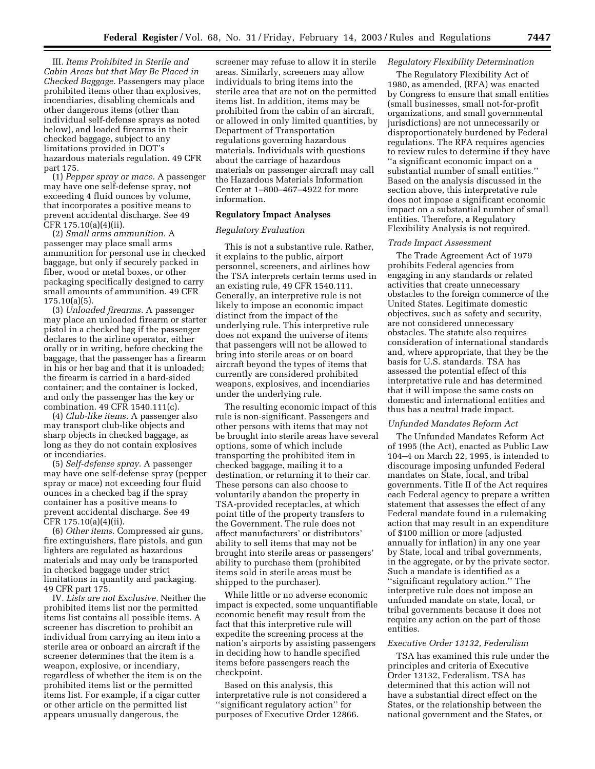III. *Items Prohibited in Sterile and Cabin Areas but that May Be Placed in Checked Baggage.* Passengers may place prohibited items other than explosives, incendiaries, disabling chemicals and other dangerous items (other than individual self-defense sprays as noted below), and loaded firearms in their checked baggage, subject to any limitations provided in DOT's hazardous materials regulation. 49 CFR part 175.

(1) *Pepper spray or mace.* A passenger may have one self-defense spray, not exceeding 4 fluid ounces by volume, that incorporates a positive means to prevent accidental discharge. See 49 CFR 175.10(a)(4)(ii).

(2) *Small arms ammunition.* A passenger may place small arms ammunition for personal use in checked baggage, but only if securely packed in fiber, wood or metal boxes, or other packaging specifically designed to carry small amounts of ammunition. 49 CFR 175.10(a)(5).

(3) *Unloaded firearms.* A passenger may place an unloaded firearm or starter pistol in a checked bag if the passenger declares to the airline operator, either orally or in writing, before checking the baggage, that the passenger has a firearm in his or her bag and that it is unloaded; the firearm is carried in a hard-sided container; and the container is locked, and only the passenger has the key or combination. 49 CFR 1540.111(c).

(4) *Club-like items.* A passenger also may transport club-like objects and sharp objects in checked baggage, as long as they do not contain explosives or incendiaries.

(5) *Self-defense spray.* A passenger may have one self-defense spray (pepper spray or mace) not exceeding four fluid ounces in a checked bag if the spray container has a positive means to prevent accidental discharge. See 49 CFR 175.10(a)(4)(ii).

(6) *Other items.* Compressed air guns, fire extinguishers, flare pistols, and gun lighters are regulated as hazardous materials and may only be transported in checked baggage under strict limitations in quantity and packaging. 49 CFR part 175.

IV. *Lists are not Exclusive.* Neither the prohibited items list nor the permitted items list contains all possible items. A screener has discretion to prohibit an individual from carrying an item into a sterile area or onboard an aircraft if the screener determines that the item is a weapon, explosive, or incendiary, regardless of whether the item is on the prohibited items list or the permitted items list. For example, if a cigar cutter or other article on the permitted list appears unusually dangerous, the screener may refuse to allow it in sterile areas. Similarly, screeners may allow individuals to bring items into the sterile area that are not on the permitted items list. In addition, items may be prohibited from the cabin of an aircraft, or allowed in only limited quantities, by Department of Transportation regulations governing hazardous materials. Individuals with questions about the carriage of hazardous materials on passenger aircraft may call the Hazardous Materials Information Center at 1–800–467–4922 for more information.

## Regulatory Impact Analyses

### *Regulatory Evaluation*

This is not a substantive rule. Rather, it explains to the public, airport personnel, screeners, and airlines how the TSA interprets certain terms used in an existing rule, 49 CFR 1540.111. Generally, an interpretive rule is not likely to impose an economic impact distinct from the impact of the underlying rule. This interpretive rule does not expand the universe of items that passengers will not be allowed to bring into sterile areas or on board aircraft beyond the types of items that currently are considered prohibited weapons, explosives, and incendiaries under the underlying rule.

The resulting economic impact of this rule is non-significant. Passengers and other persons with items that may not be brought into sterile areas have several options, some of which include transporting the prohibited item in checked baggage, mailing it to a destination, or returning it to their car. These persons can also choose to voluntarily abandon the property in TSA-provided receptacles, at which point title of the property transfers to the Government. The rule does not affect manufacturers' or distributors' ability to sell items that may not be brought into sterile areas or passengers' ability to purchase them (prohibited items sold in sterile areas must be shipped to the purchaser).

While little or no adverse economic impact is expected, some unquantifiable economic benefit may result from the fact that this interpretive rule will expedite the screening process at the nation's airports by assisting passengers in deciding how to handle specified items before passengers reach the checkpoint.

Based on this analysis, this interpretative rule is not considered a ''significant regulatory action'' for purposes of Executive Order 12866.

### *Regulatory Flexibility Determination*

The Regulatory Flexibility Act of 1980, as amended, (RFA) was enacted by Congress to ensure that small entities (small businesses, small not-for-profit organizations, and small governmental jurisdictions) are not unnecessarily or disproportionately burdened by Federal regulations. The RFA requires agencies to review rules to determine if they have ''a significant economic impact on a substantial number of small entities.'' Based on the analysis discussed in the section above, this interpretative rule does not impose a significant economic impact on a substantial number of small entities. Therefore, a Regulatory Flexibility Analysis is not required.

### *Trade Impact Assessment*

The Trade Agreement Act of 1979 prohibits Federal agencies from engaging in any standards or related activities that create unnecessary obstacles to the foreign commerce of the United States. Legitimate domestic objectives, such as safety and security, are not considered unnecessary obstacles. The statute also requires consideration of international standards and, where appropriate, that they be the basis for U.S. standards. TSA has assessed the potential effect of this interpretative rule and has determined that it will impose the same costs on domestic and international entities and thus has a neutral trade impact.

### *Unfunded Mandates Reform Act*

The Unfunded Mandates Reform Act of 1995 (the Act), enacted as Public Law 104–4 on March 22, 1995, is intended to discourage imposing unfunded Federal mandates on State, local, and tribal governments. Title II of the Act requires each Federal agency to prepare a written statement that assesses the effect of any Federal mandate found in a rulemaking action that may result in an expenditure of $100 million or more (adjusted annually for inflation) in any one year by State, local and tribal governments, in the aggregate, or by the private sector. Such a mandate is identified as a ''significant regulatory action.'' The interpretive rule does not impose an unfunded mandate on state, local, or tribal governments because it does not require any action on the part of those entities.

### *Executive Order 13132, Federalism*

TSA has examined this rule under the principles and criteria of Executive Order 13132, Federalism. TSA has determined that this action will not have a substantial direct effect on the States, or the relationship between the national government and the States, or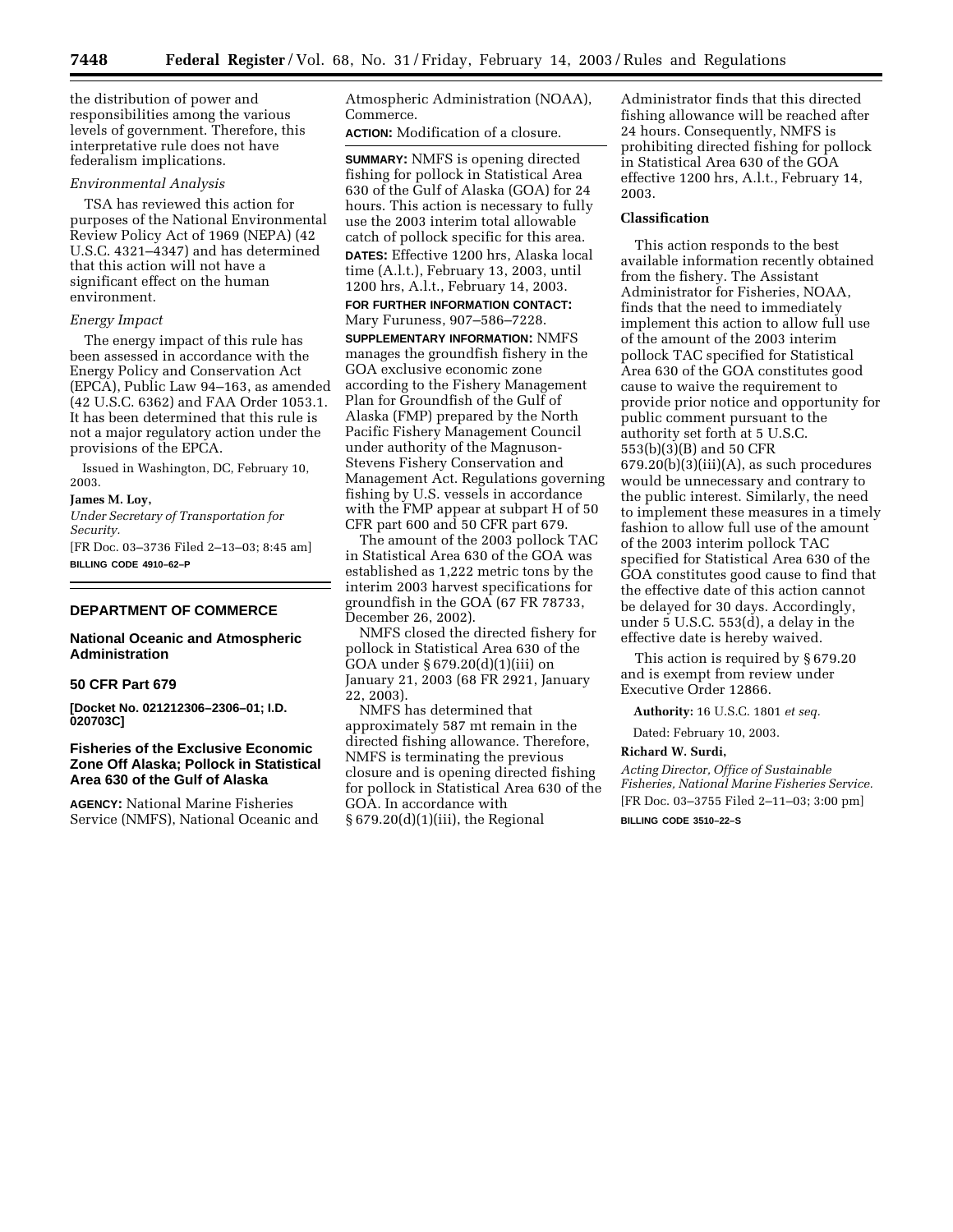the distribution of power and responsibilities among the various levels of government. Therefore, this interpretative rule does not have federalism implications.

*Environmental Analysis*

TSA has reviewed this action for purposes of the National Environmental Review Policy Act of 1969 (NEPA) (42 U.S.C. 4321–4347) and has determined that this action will not have a significant effect on the human environment.

*Energy Impact*

The energy impact of this rule has been assessed in accordance with the Energy Policy and Conservation Act (EPCA), Public Law 94–163, as amended (42 U.S.C. 6362) and FAA Order 1053.1. It has been determined that this rule is not a major regulatory action under the provisions of the EPCA.

Issued in Washington, DC, February 10, 2003.

**James M. Loy,**

*Under Secretary of Transportation for Security.*

[FR Doc. 03–3736 Filed 2–13–03; 8:45 am]

**BILLING CODE 4910–62–P**

---

## DEPARTMENT OF COMMERCE

### National Oceanic and Atmospheric Administration

### 50 CFR Part 679

**[Docket No. 021212306–2306–01; I.D. 020703C]**

### Fisheries of the Exclusive Economic Zone Off Alaska; Pollock in Statistical Area 630 of the Gulf of Alaska

**AGENCY:** National Marine Fisheries Service (NMFS), National Oceanic and Atmospheric Administration (NOAA), Commerce.

**ACTION:** Modification of a closure.

**SUMMARY:** NMFS is opening directed fishing for pollock in Statistical Area 630 of the Gulf of Alaska (GOA) for 24 hours. This action is necessary to fully use the 2003 interim total allowable catch of pollock specific for this area.

**DATES:** Effective 1200 hrs, Alaska local time (A.l.t.), February 13, 2003, until 1200 hrs, A.l.t., February 14, 2003.

**FOR FURTHER INFORMATION CONTACT:** Mary Furuness, 907–586–7228.

**SUPPLEMENTARY INFORMATION:** NMFS manages the groundfish fishery in the GOA exclusive economic zone according to the Fishery Management Plan for Groundfish of the Gulf of Alaska (FMP) prepared by the North Pacific Fishery Management Council under authority of the Magnuson-Stevens Fishery Conservation and Management Act. Regulations governing fishing by U.S. vessels in accordance with the FMP appear at subpart H of 50 CFR part 600 and 50 CFR part 679.

The amount of the 2003 pollock TAC in Statistical Area 630 of the GOA was established as 1,222 metric tons by the interim 2003 harvest specifications for groundfish in the GOA (67 FR 78733, December 26, 2002).

NMFS closed the directed fishery for pollock in Statistical Area 630 of the GOA under § 679.20(d)(1)(iii) on January 21, 2003 (68 FR 2921, January 22, 2003).

NMFS has determined that approximately 587 mt remain in the directed fishing allowance. Therefore, NMFS is terminating the previous closure and is opening directed fishing for pollock in Statistical Area 630 of the GOA. In accordance with § 679.20(d)(1)(iii), the Regional Administrator finds that this directed fishing allowance will be reached after 24 hours. Consequently, NMFS is prohibiting directed fishing for pollock in Statistical Area 630 of the GOA effective 1200 hrs, A.l.t., February 14, 2003.

#### Classification

This action responds to the best available information recently obtained from the fishery. The Assistant Administrator for Fisheries, NOAA, finds that the need to immediately implement this action to allow full use of the amount of the 2003 interim pollock TAC specified for Statistical Area 630 of the GOA constitutes good cause to waive the requirement to provide prior notice and opportunity for public comment pursuant to the authority set forth at 5 U.S.C. 553(b)(3)(B) and 50 CFR 679.20(b)(3)(iii)(A), as such procedures would be unnecessary and contrary to the public interest. Similarly, the need to implement these measures in a timely fashion to allow full use of the amount of the 2003 interim pollock TAC specified for Statistical Area 630 of the GOA constitutes good cause to find that the effective date of this action cannot be delayed for 30 days. Accordingly, under 5 U.S.C. 553(d), a delay in the effective date is hereby waived.

This action is required by § 679.20 and is exempt from review under Executive Order 12866.

**Authority:** 16 U.S.C. 1801 *et seq.*

Dated: February 10, 2003.

**Richard W. Surdi,**

*Acting Director, Office of Sustainable Fisheries, National Marine Fisheries Service.*

[FR Doc. 03–3755 Filed 2–11–03; 3:00 pm]

**BILLING CODE 3510–22–S**